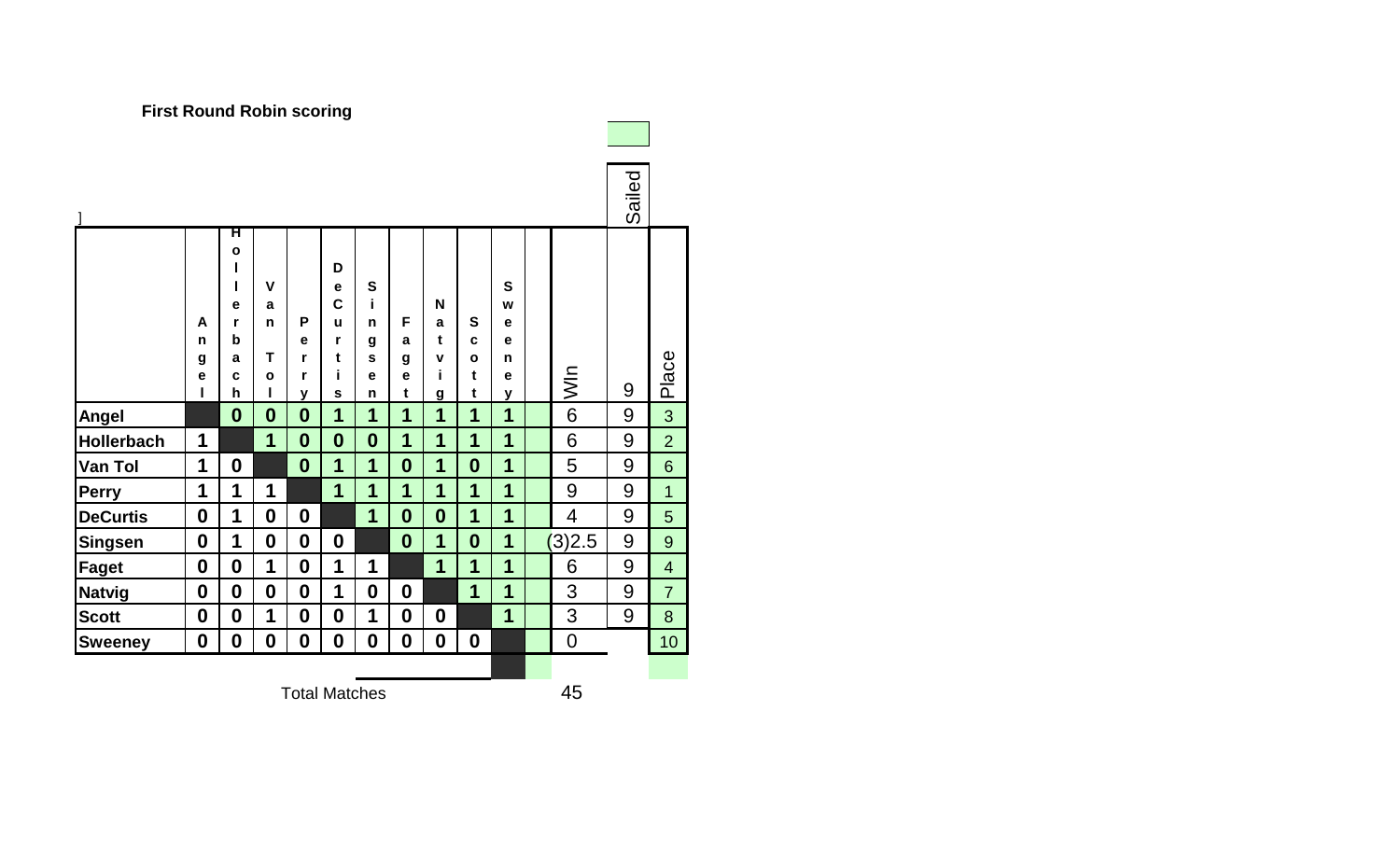**First Round Robin scoring**

]

| | Angel | Hollerbach | Van Tol | Perry | DeCurtis | Singsen | Faget | Natvig | Scott | Sweeney | | WIn | Sailed 9 | Place |
|---|---|---|---|---|---|---|---|---|---|---|---|---|---|---|
| **Angel** | | **0** | **0** | **0** | **1** | **1** | **1** | **1** | **1** | **1** | | 6 | 9 | 3 |
| **Hollerbach** | **1** | | **1** | **0** | **0** | **0** | **1** | **1** | **1** | **1** | | 6 | 9 | 2 |
| **Van Tol** | **1** | **0** | | **0** | **1** | **1** | **0** | **1** | **0** | **1** | | 5 | 9 | 6 |
| **Perry** | **1** | **1** | **1** | | **1** | **1** | **1** | **1** | **1** | **1** | | 9 | 9 | 1 |
| **DeCurtis** | **0** | **1** | **0** | **0** | | **1** | **0** | **0** | **1** | **1** | | 4 | 9 | 5 |
| **Singsen** | **0** | **1** | **0** | **0** | **0** | | **0** | **1** | **0** | **1** | | (3)2.5 | 9 | 9 |
| **Faget** | **0** | **0** | **1** | **0** | **1** | **1** | | **1** | **1** | **1** | | 6 | 9 | 4 |
| **Natvig** | **0** | **0** | **0** | **0** | **1** | **0** | **0** | | **1** | **1** | | 3 | 9 | 7 |
| **Scott** | **0** | **0** | **1** | **0** | **0** | **1** | **0** | **0** | | **1** | | 3 | 9 | 8 |
| **Sweeney** | **0** | **0** | **0** | **0** | **0** | **0** | **0** | **0** | **0** | | | 0 | | 10 |

Total Matches 45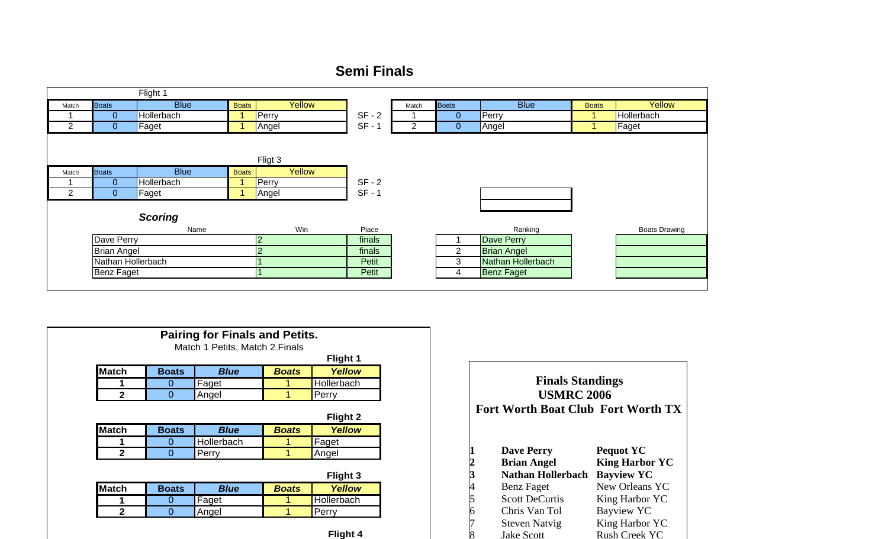# Semi Finals

Flight 1

| Match | Boats | Blue | Boats | Yellow | |
|---|---|---|---|---|---|
| 1 | 0 | Hollerbach | 1 | Perry | SF - 2 |
| 2 | 0 | Faget | 1 | Angel | SF - 1 |

| Match | Boats | Blue | Boats | Yellow |
|---|---|---|---|---|
| 1 | 0 | Perry | 1 | Hollerbach |
| 2 | 0 | Angel | 1 | Faget |

Fligt 3

| Match | Boats | Blue | Boats | Yellow | |
|---|---|---|---|---|---|
| 1 | 0 | Hollerbach | 1 | Perry | SF - 2 |
| 2 | 0 | Faget | 1 | Angel | SF - 1 |

***Scoring***

| Name | Win | Place | | Ranking | Boats Drawing |
|---|---|---|---|---|---|
| Dave Perry | 2 | finals | 1 | Dave Perry | |
| Brian Angel | 2 | finals | 2 | Brian Angel | |
| Nathan Hollerbach | 1 | Petit | 3 | Nathan Hollerbach | |
| Benz Faget | 1 | Petit | 4 | Benz Faget | |

## Pairing for Finals and Petits.

Match 1 Petits, Match 2 Finals

**Flight 1**

| Match | Boats | *Blue* | *Boats* | *Yellow* |
|---|---|---|---|---|
| 1 | 0 | Faget | 1 | Hollerbach |
| 2 | 0 | Angel | 1 | Perry |

**Flight 2**

| Match | Boats | *Blue* | *Boats* | *Yellow* |
|---|---|---|---|---|
| 1 | 0 | Hollerbach | 1 | Faget |
| 2 | 0 | Perry | 1 | Angel |

**Flight 3**

| Match | Boats | *Blue* | *Boats* | *Yellow* |
|---|---|---|---|---|
| 1 | 0 | Faget | 1 | Hollerbach |
| 2 | 0 | Angel | 1 | Perry |

**Flight 4**

## Finals Standings
## USMRC 2006
## Fort Worth Boat Club Fort Worth TX

| | | |
|---|---|---|
| **1** | **Dave Perry** | **Pequot YC** |
| **2** | **Brian Angel** | **King Harbor YC** |
| **3** | **Nathan Hollerbach** | **Bayview YC** |
| 4 | Benz Faget | New Orleans YC |
| 5 | Scott DeCurtis | King Harbor YC |
| 6 | Chris Van Tol | Bayview YC |
| 7 | Steven Natvig | King Harbor YC |
| 8 | Jake Scott | Rush Creek YC |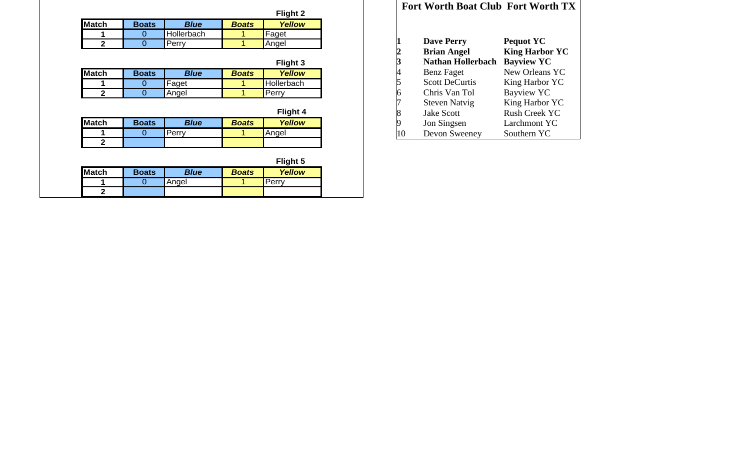### Flight 2

| Match | Boats | Blue | Boats | Yellow |
|---|---|---|---|---|
| 1 | 0 | Hollerbach | 1 | Faget |
| 2 | 0 | Perry | 1 | Angel |

### Flight 3

| Match | Boats | Blue | Boats | Yellow |
|---|---|---|---|---|
| 1 | 0 | Faget | 1 | Hollerbach |
| 2 | 0 | Angel | 1 | Perry |

### Flight 4

| Match | Boats | Blue | Boats | Yellow |
|---|---|---|---|---|
| 1 | 0 | Perry | 1 | Angel |
| 2 | | | | |

### Flight 5

| Match | Boats | Blue | Boats | Yellow |
|---|---|---|---|---|
| 1 | 0 | Angel | 1 | Perry |
| 2 | | | | |

## Fort Worth Boat Club Fort Worth TX

| | | |
|---|---|---|
| **1** | **Dave Perry** | **Pequot YC** |
| **2** | **Brian Angel** | **King Harbor YC** |
| **3** | **Nathan Hollerbach** | **Bayview YC** |
| 4 | Benz Faget | New Orleans YC |
| 5 | Scott DeCurtis | King Harbor YC |
| 6 | Chris Van Tol | Bayview YC |
| 7 | Steven Natvig | King Harbor YC |
| 8 | Jake Scott | Rush Creek YC |
| 9 | Jon Singsen | Larchmont YC |
| 10 | Devon Sweeney | Southern YC |